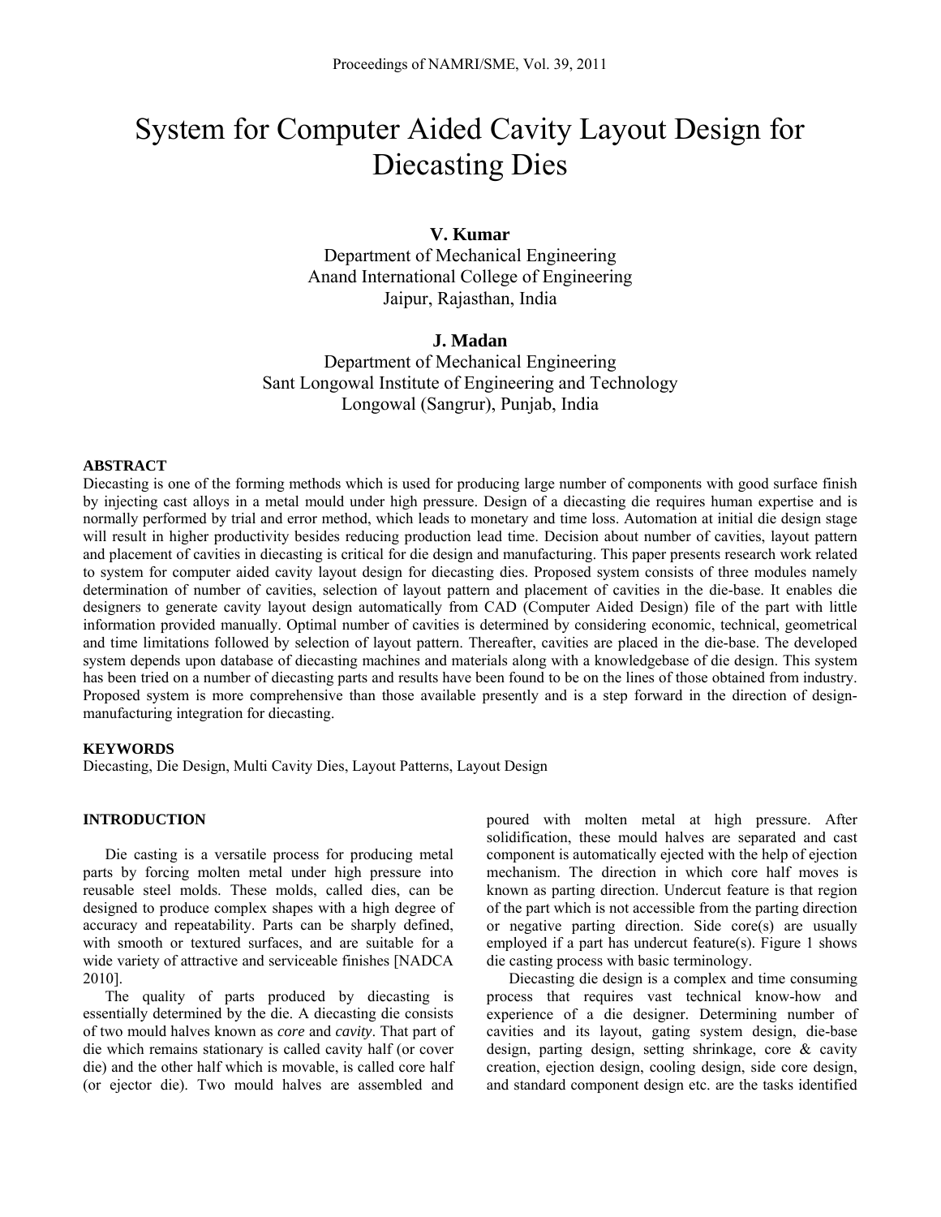# System for Computer Aided Cavity Layout Design for Diecasting Dies

**V. Kumar**
Department of Mechanical Engineering
Anand International College of Engineering
Jaipur, Rajasthan, India

**J. Madan**
Department of Mechanical Engineering
Sant Longowal Institute of Engineering and Technology
Longowal (Sangrur), Punjab, India

## ABSTRACT

Diecasting is one of the forming methods which is used for producing large number of components with good surface finish by injecting cast alloys in a metal mould under high pressure. Design of a diecasting die requires human expertise and is normally performed by trial and error method, which leads to monetary and time loss. Automation at initial die design stage will result in higher productivity besides reducing production lead time. Decision about number of cavities, layout pattern and placement of cavities in diecasting is critical for die design and manufacturing. This paper presents research work related to system for computer aided cavity layout design for diecasting dies. Proposed system consists of three modules namely determination of number of cavities, selection of layout pattern and placement of cavities in the die-base. It enables die designers to generate cavity layout design automatically from CAD (Computer Aided Design) file of the part with little information provided manually. Optimal number of cavities is determined by considering economic, technical, geometrical and time limitations followed by selection of layout pattern. Thereafter, cavities are placed in the die-base. The developed system depends upon database of diecasting machines and materials along with a knowledgebase of die design. This system has been tried on a number of diecasting parts and results have been found to be on the lines of those obtained from industry. Proposed system is more comprehensive than those available presently and is a step forward in the direction of design-manufacturing integration for diecasting.

## KEYWORDS

Diecasting, Die Design, Multi Cavity Dies, Layout Patterns, Layout Design

## INTRODUCTION

Die casting is a versatile process for producing metal parts by forcing molten metal under high pressure into reusable steel molds. These molds, called dies, can be designed to produce complex shapes with a high degree of accuracy and repeatability. Parts can be sharply defined, with smooth or textured surfaces, and are suitable for a wide variety of attractive and serviceable finishes [NADCA 2010].

The quality of parts produced by diecasting is essentially determined by the die. A diecasting die consists of two mould halves known as *core* and *cavity*. That part of die which remains stationary is called cavity half (or cover die) and the other half which is movable, is called core half (or ejector die). Two mould halves are assembled and poured with molten metal at high pressure. After solidification, these mould halves are separated and cast component is automatically ejected with the help of ejection mechanism. The direction in which core half moves is known as parting direction. Undercut feature is that region of the part which is not accessible from the parting direction or negative parting direction. Side core(s) are usually employed if a part has undercut feature(s). Figure 1 shows die casting process with basic terminology.

Diecasting die design is a complex and time consuming process that requires vast technical know-how and experience of a die designer. Determining number of cavities and its layout, gating system design, die-base design, parting design, setting shrinkage, core & cavity creation, ejection design, cooling design, side core design, and standard component design etc. are the tasks identified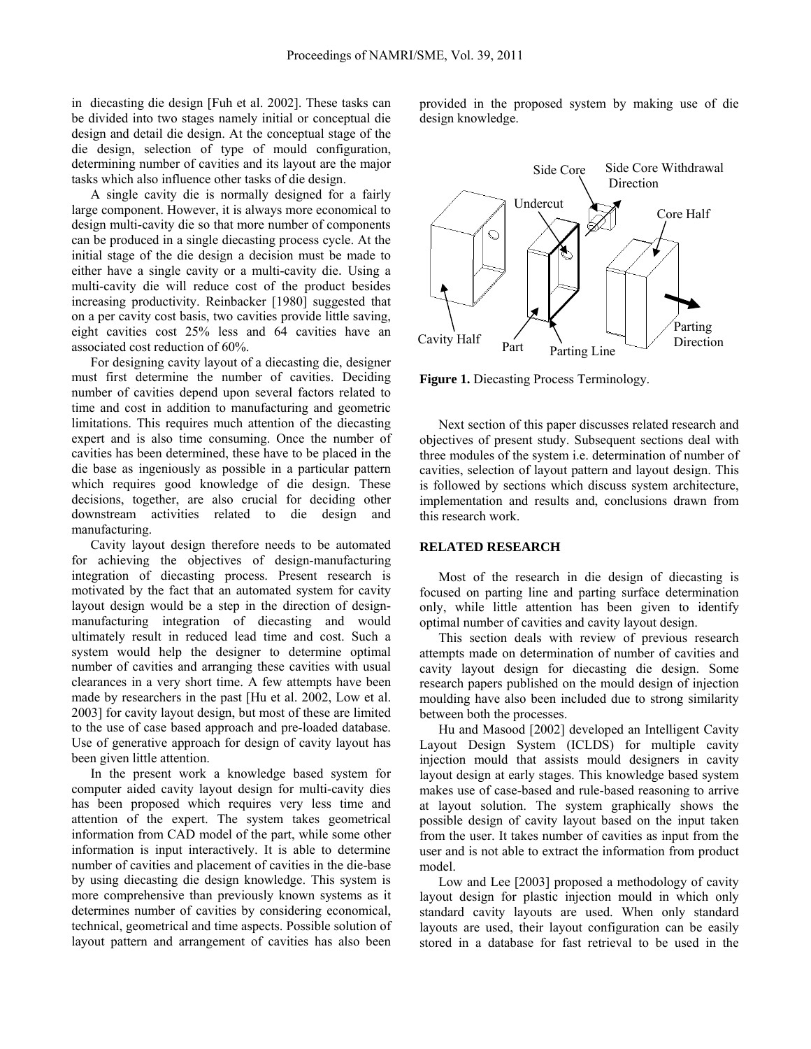in diecasting die design [Fuh et al. 2002]. These tasks can be divided into two stages namely initial or conceptual die design and detail die design. At the conceptual stage of the die design, selection of type of mould configuration, determining number of cavities and its layout are the major tasks which also influence other tasks of die design.

A single cavity die is normally designed for a fairly large component. However, it is always more economical to design multi-cavity die so that more number of components can be produced in a single diecasting process cycle. At the initial stage of the die design a decision must be made to either have a single cavity or a multi-cavity die. Using a multi-cavity die will reduce cost of the product besides increasing productivity. Reinbacker [1980] suggested that on a per cavity cost basis, two cavities provide little saving, eight cavities cost 25% less and 64 cavities have an associated cost reduction of 60%.

For designing cavity layout of a diecasting die, designer must first determine the number of cavities. Deciding number of cavities depend upon several factors related to time and cost in addition to manufacturing and geometric limitations. This requires much attention of the diecasting expert and is also time consuming. Once the number of cavities has been determined, these have to be placed in the die base as ingeniously as possible in a particular pattern which requires good knowledge of die design. These decisions, together, are also crucial for deciding other downstream activities related to die design and manufacturing.

Cavity layout design therefore needs to be automated for achieving the objectives of design-manufacturing integration of diecasting process. Present research is motivated by the fact that an automated system for cavity layout design would be a step in the direction of design-manufacturing integration of diecasting and would ultimately result in reduced lead time and cost. Such a system would help the designer to determine optimal number of cavities and arranging these cavities with usual clearances in a very short time. A few attempts have been made by researchers in the past [Hu et al. 2002, Low et al. 2003] for cavity layout design, but most of these are limited to the use of case based approach and pre-loaded database. Use of generative approach for design of cavity layout has been given little attention.

In the present work a knowledge based system for computer aided cavity layout design for multi-cavity dies has been proposed which requires very less time and attention of the expert. The system takes geometrical information from CAD model of the part, while some other information is input interactively. It is able to determine number of cavities and placement of cavities in the die-base by using diecasting die design knowledge. This system is more comprehensive than previously known systems as it determines number of cavities by considering economical, technical, geometrical and time aspects. Possible solution of layout pattern and arrangement of cavities has also been provided in the proposed system by making use of die design knowledge.

**Figure 1.** Diecasting Process Terminology.

Next section of this paper discusses related research and objectives of present study. Subsequent sections deal with three modules of the system i.e. determination of number of cavities, selection of layout pattern and layout design. This is followed by sections which discuss system architecture, implementation and results and, conclusions drawn from this research work.

## RELATED RESEARCH

Most of the research in die design of diecasting is focused on parting line and parting surface determination only, while little attention has been given to identify optimal number of cavities and cavity layout design.

This section deals with review of previous research attempts made on determination of number of cavities and cavity layout design for diecasting die design. Some research papers published on the mould design of injection moulding have also been included due to strong similarity between both the processes.

Hu and Masood [2002] developed an Intelligent Cavity Layout Design System (ICLDS) for multiple cavity injection mould that assists mould designers in cavity layout design at early stages. This knowledge based system makes use of case-based and rule-based reasoning to arrive at layout solution. The system graphically shows the possible design of cavity layout based on the input taken from the user. It takes number of cavities as input from the user and is not able to extract the information from product model.

Low and Lee [2003] proposed a methodology of cavity layout design for plastic injection mould in which only standard cavity layouts are used. When only standard layouts are used, their layout configuration can be easily stored in a database for fast retrieval to be used in the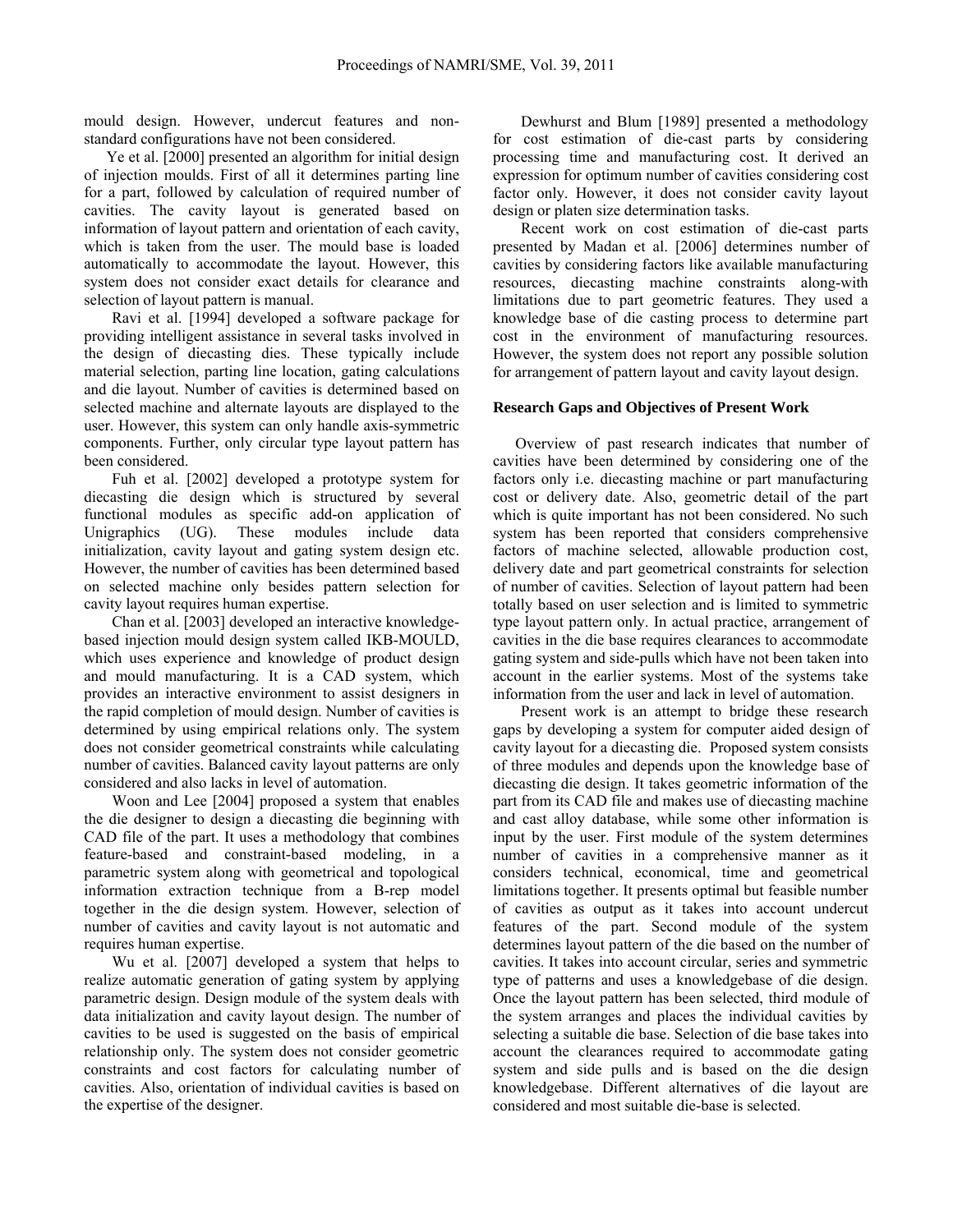mould design. However, undercut features and non-standard configurations have not been considered.

Ye et al. [2000] presented an algorithm for initial design of injection moulds. First of all it determines parting line for a part, followed by calculation of required number of cavities. The cavity layout is generated based on information of layout pattern and orientation of each cavity, which is taken from the user. The mould base is loaded automatically to accommodate the layout. However, this system does not consider exact details for clearance and selection of layout pattern is manual.

Ravi et al. [1994] developed a software package for providing intelligent assistance in several tasks involved in the design of diecasting dies. These typically include material selection, parting line location, gating calculations and die layout. Number of cavities is determined based on selected machine and alternate layouts are displayed to the user. However, this system can only handle axis-symmetric components. Further, only circular type layout pattern has been considered.

Fuh et al. [2002] developed a prototype system for diecasting die design which is structured by several functional modules as specific add-on application of Unigraphics (UG). These modules include data initialization, cavity layout and gating system design etc. However, the number of cavities has been determined based on selected machine only besides pattern selection for cavity layout requires human expertise.

Chan et al. [2003] developed an interactive knowledge-based injection mould design system called IKB-MOULD, which uses experience and knowledge of product design and mould manufacturing. It is a CAD system, which provides an interactive environment to assist designers in the rapid completion of mould design. Number of cavities is determined by using empirical relations only. The system does not consider geometrical constraints while calculating number of cavities. Balanced cavity layout patterns are only considered and also lacks in level of automation.

Woon and Lee [2004] proposed a system that enables the die designer to design a diecasting die beginning with CAD file of the part. It uses a methodology that combines feature-based and constraint-based modeling, in a parametric system along with geometrical and topological information extraction technique from a B-rep model together in the die design system. However, selection of number of cavities and cavity layout is not automatic and requires human expertise.

Wu et al. [2007] developed a system that helps to realize automatic generation of gating system by applying parametric design. Design module of the system deals with data initialization and cavity layout design. The number of cavities to be used is suggested on the basis of empirical relationship only. The system does not consider geometric constraints and cost factors for calculating number of cavities. Also, orientation of individual cavities is based on the expertise of the designer.

Dewhurst and Blum [1989] presented a methodology for cost estimation of die-cast parts by considering processing time and manufacturing cost. It derived an expression for optimum number of cavities considering cost factor only. However, it does not consider cavity layout design or platen size determination tasks.

Recent work on cost estimation of die-cast parts presented by Madan et al. [2006] determines number of cavities by considering factors like available manufacturing resources, diecasting machine constraints along-with limitations due to part geometric features. They used a knowledge base of die casting process to determine part cost in the environment of manufacturing resources. However, the system does not report any possible solution for arrangement of pattern layout and cavity layout design.

**Research Gaps and Objectives of Present Work**

Overview of past research indicates that number of cavities have been determined by considering one of the factors only i.e. diecasting machine or part manufacturing cost or delivery date. Also, geometric detail of the part which is quite important has not been considered. No such system has been reported that considers comprehensive factors of machine selected, allowable production cost, delivery date and part geometrical constraints for selection of number of cavities. Selection of layout pattern had been totally based on user selection and is limited to symmetric type layout pattern only. In actual practice, arrangement of cavities in the die base requires clearances to accommodate gating system and side-pulls which have not been taken into account in the earlier systems. Most of the systems take information from the user and lack in level of automation.

Present work is an attempt to bridge these research gaps by developing a system for computer aided design of cavity layout for a diecasting die. Proposed system consists of three modules and depends upon the knowledge base of diecasting die design. It takes geometric information of the part from its CAD file and makes use of diecasting machine and cast alloy database, while some other information is input by the user. First module of the system determines number of cavities in a comprehensive manner as it considers technical, economical, time and geometrical limitations together. It presents optimal but feasible number of cavities as output as it takes into account undercut features of the part. Second module of the system determines layout pattern of the die based on the number of cavities. It takes into account circular, series and symmetric type of patterns and uses a knowledgebase of die design. Once the layout pattern has been selected, third module of the system arranges and places the individual cavities by selecting a suitable die base. Selection of die base takes into account the clearances required to accommodate gating system and side pulls and is based on the die design knowledgebase. Different alternatives of die layout are considered and most suitable die-base is selected.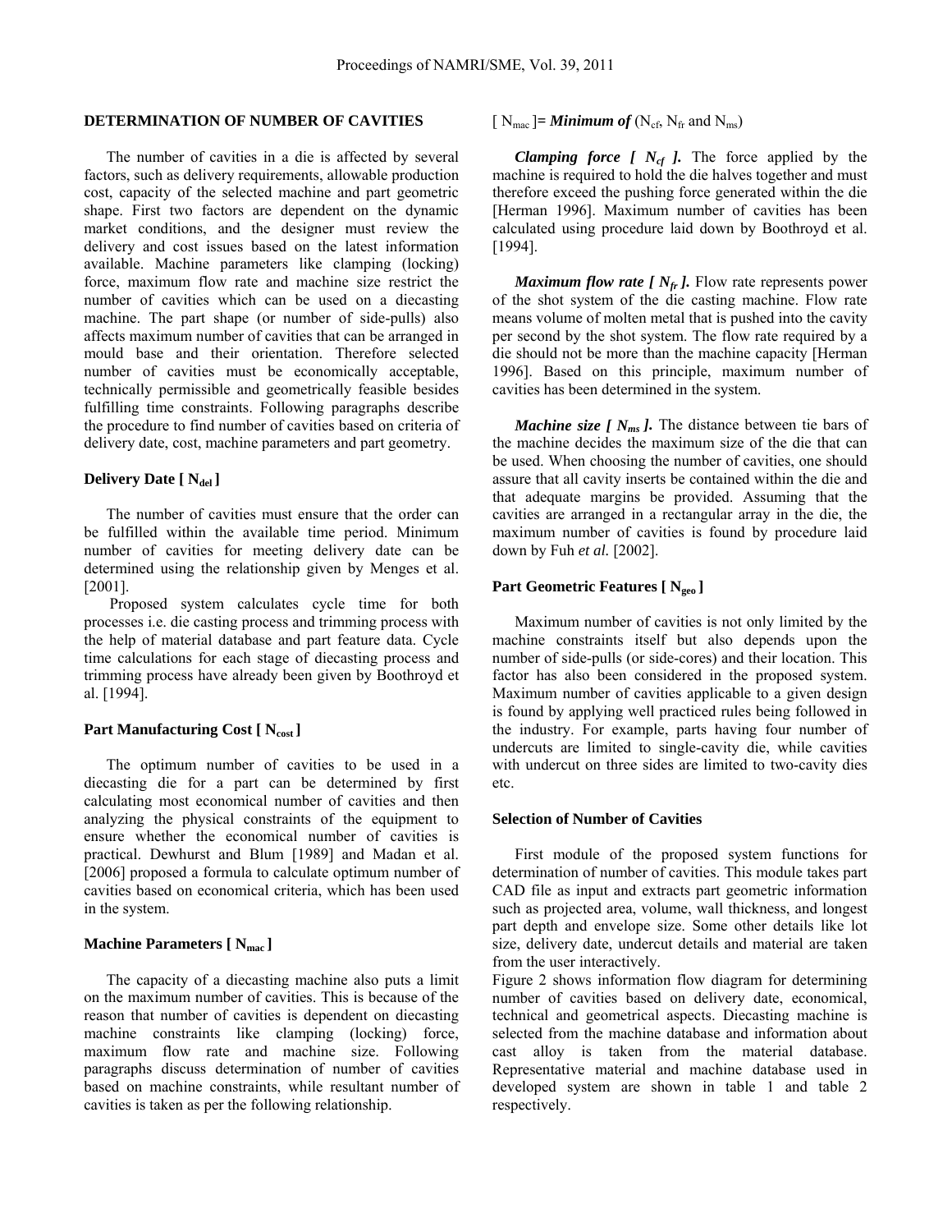## DETERMINATION OF NUMBER OF CAVITIES

The number of cavities in a die is affected by several factors, such as delivery requirements, allowable production cost, capacity of the selected machine and part geometric shape. First two factors are dependent on the dynamic market conditions, and the designer must review the delivery and cost issues based on the latest information available. Machine parameters like clamping (locking) force, maximum flow rate and machine size restrict the number of cavities which can be used on a diecasting machine. The part shape (or number of side-pulls) also affects maximum number of cavities that can be arranged in mould base and their orientation. Therefore selected number of cavities must be economically acceptable, technically permissible and geometrically feasible besides fulfilling time constraints. Following paragraphs describe the procedure to find number of cavities based on criteria of delivery date, cost, machine parameters and part geometry.

### Delivery Date [ $N_{del}$ ]

The number of cavities must ensure that the order can be fulfilled within the available time period. Minimum number of cavities for meeting delivery date can be determined using the relationship given by Menges et al. [2001].

Proposed system calculates cycle time for both processes i.e. die casting process and trimming process with the help of material database and part feature data. Cycle time calculations for each stage of diecasting process and trimming process have already been given by Boothroyd et al. [1994].

### Part Manufacturing Cost [ $N_{cost}$ ]

The optimum number of cavities to be used in a diecasting die for a part can be determined by first calculating most economical number of cavities and then analyzing the physical constraints of the equipment to ensure whether the economical number of cavities is practical. Dewhurst and Blum [1989] and Madan et al. [2006] proposed a formula to calculate optimum number of cavities based on economical criteria, which has been used in the system.

### Machine Parameters [ $N_{mac}$ ]

The capacity of a diecasting machine also puts a limit on the maximum number of cavities. This is because of the reason that number of cavities is dependent on diecasting machine constraints like clamping (locking) force, maximum flow rate and machine size. Following paragraphs discuss determination of number of cavities based on machine constraints, while resultant number of cavities is taken as per the following relationship.

[ $N_{mac}$ ]= ***Minimum of*** ($N_{cf}$, $N_{fr}$ and $N_{ms}$)

***Clamping force [ $N_{cf}$ ].*** The force applied by the machine is required to hold the die halves together and must therefore exceed the pushing force generated within the die [Herman 1996]. Maximum number of cavities has been calculated using procedure laid down by Boothroyd et al. [1994].

***Maximum flow rate [ $N_{fr}$ ].*** Flow rate represents power of the shot system of the die casting machine. Flow rate means volume of molten metal that is pushed into the cavity per second by the shot system. The flow rate required by a die should not be more than the machine capacity [Herman 1996]. Based on this principle, maximum number of cavities has been determined in the system.

***Machine size [ $N_{ms}$ ].*** The distance between tie bars of the machine decides the maximum size of the die that can be used. When choosing the number of cavities, one should assure that all cavity inserts be contained within the die and that adequate margins be provided. Assuming that the cavities are arranged in a rectangular array in the die, the maximum number of cavities is found by procedure laid down by Fuh *et al.* [2002].

### Part Geometric Features [ $N_{geo}$ ]

Maximum number of cavities is not only limited by the machine constraints itself but also depends upon the number of side-pulls (or side-cores) and their location. This factor has also been considered in the proposed system. Maximum number of cavities applicable to a given design is found by applying well practiced rules being followed in the industry. For example, parts having four number of undercuts are limited to single-cavity die, while cavities with undercut on three sides are limited to two-cavity dies etc.

### Selection of Number of Cavities

First module of the proposed system functions for determination of number of cavities. This module takes part CAD file as input and extracts part geometric information such as projected area, volume, wall thickness, and longest part depth and envelope size. Some other details like lot size, delivery date, undercut details and material are taken from the user interactively.

Figure 2 shows information flow diagram for determining number of cavities based on delivery date, economical, technical and geometrical aspects. Diecasting machine is selected from the machine database and information about cast alloy is taken from the material database. Representative material and machine database used in developed system are shown in table 1 and table 2 respectively.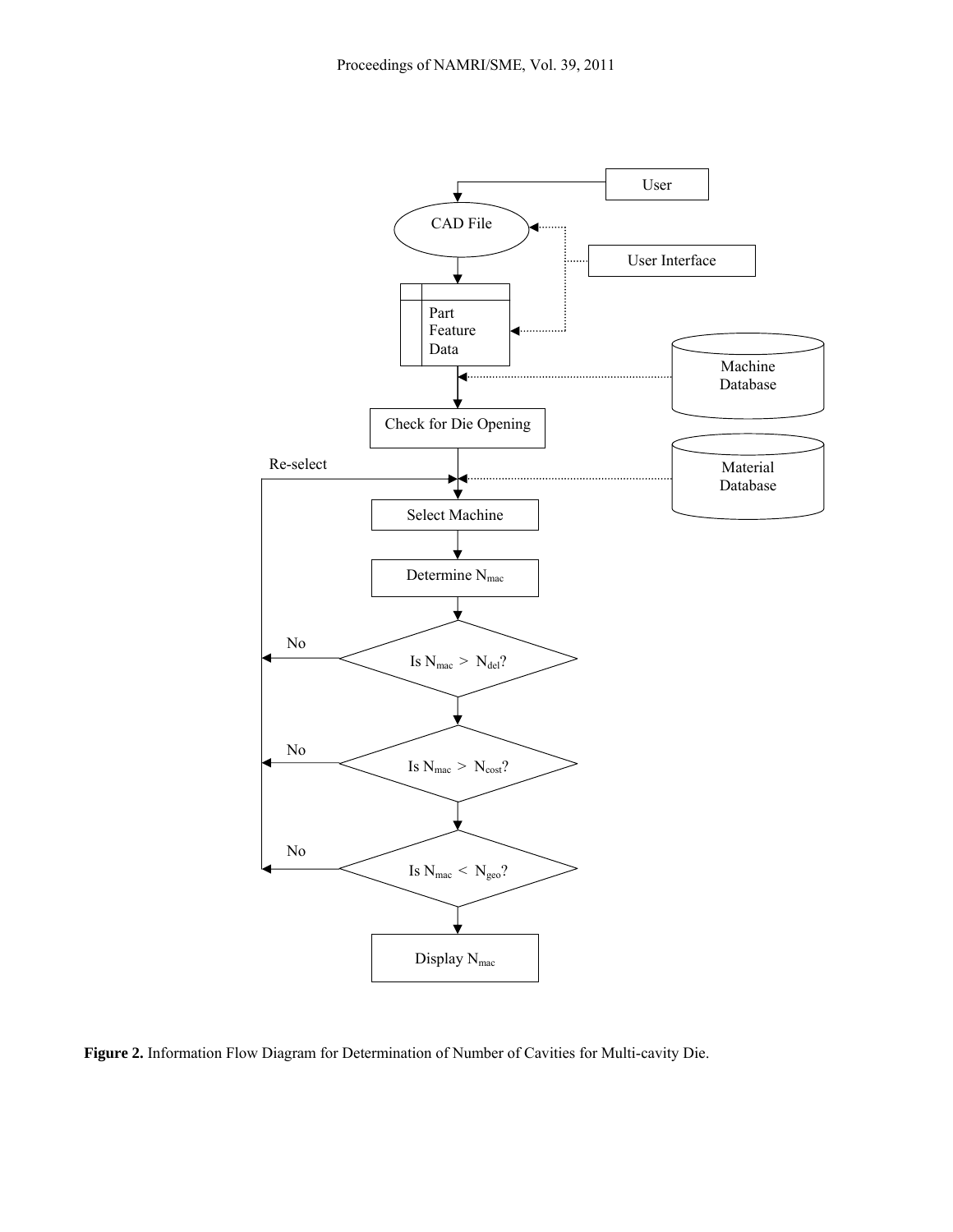**Figure 2.** Information Flow Diagram for Determination of Number of Cavities for Multi-cavity Die.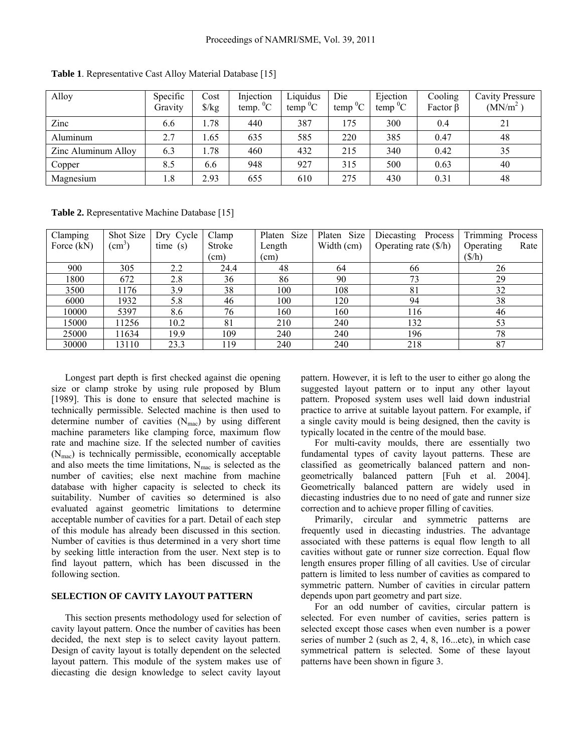**Table 1**. Representative Cast Alloy Material Database [15]

| Alloy | Specific Gravity | Cost \$/kg | Injection temp. $^0$C | Liquidus temp $^0$C | Die temp $^0$C | Ejection temp $^0$C | Cooling Factor β | Cavity Pressure (MN/m$^2$ ) |
|---|---|---|---|---|---|---|---|---|
| Zinc | 6.6 | 1.78 | 440 | 387 | 175 | 300 | 0.4 | 21 |
| Aluminum | 2.7 | 1.65 | 635 | 585 | 220 | 385 | 0.47 | 48 |
| Zinc Aluminum Alloy | 6.3 | 1.78 | 460 | 432 | 215 | 340 | 0.42 | 35 |
| Copper | 8.5 | 6.6 | 948 | 927 | 315 | 500 | 0.63 | 40 |
| Magnesium | 1.8 | 2.93 | 655 | 610 | 275 | 430 | 0.31 | 48 |

**Table 2.** Representative Machine Database [15]

| Clamping Force (kN) | Shot Size (cm$^3$) | Dry Cycle time (s) | Clamp Stroke (cm) | Platen Size Length (cm) | Platen Size Width (cm) | Diecasting Process Operating rate (\$/h) | Trimming Process Operating Rate (\$/h) |
|---|---|---|---|---|---|---|---|
| 900 | 305 | 2.2 | 24.4 | 48 | 64 | 66 | 26 |
| 1800 | 672 | 2.8 | 36 | 86 | 90 | 73 | 29 |
| 3500 | 1176 | 3.9 | 38 | 100 | 108 | 81 | 32 |
| 6000 | 1932 | 5.8 | 46 | 100 | 120 | 94 | 38 |
| 10000 | 5397 | 8.6 | 76 | 160 | 160 | 116 | 46 |
| 15000 | 11256 | 10.2 | 81 | 210 | 240 | 132 | 53 |
| 25000 | 11634 | 19.9 | 109 | 240 | 240 | 196 | 78 |
| 30000 | 13110 | 23.3 | 119 | 240 | 240 | 218 | 87 |

Longest part depth is first checked against die opening size or clamp stroke by using rule proposed by Blum [1989]. This is done to ensure that selected machine is technically permissible. Selected machine is then used to determine number of cavities ($N_{mac}$) by using different machine parameters like clamping force, maximum flow rate and machine size. If the selected number of cavities ($N_{mac}$) is technically permissible, economically acceptable and also meets the time limitations, $N_{mac}$ is selected as the number of cavities; else next machine from machine database with higher capacity is selected to check its suitability. Number of cavities so determined is also evaluated against geometric limitations to determine acceptable number of cavities for a part. Detail of each step of this module has already been discussed in this section. Number of cavities is thus determined in a very short time by seeking little interaction from the user. Next step is to find layout pattern, which has been discussed in the following section.

## SELECTION OF CAVITY LAYOUT PATTERN

This section presents methodology used for selection of cavity layout pattern. Once the number of cavities has been decided, the next step is to select cavity layout pattern. Design of cavity layout is totally dependent on the selected layout pattern. This module of the system makes use of diecasting die design knowledge to select cavity layout pattern. However, it is left to the user to either go along the suggested layout pattern or to input any other layout pattern. Proposed system uses well laid down industrial practice to arrive at suitable layout pattern. For example, if a single cavity mould is being designed, then the cavity is typically located in the centre of the mould base.

For multi-cavity moulds, there are essentially two fundamental types of cavity layout patterns. These are classified as geometrically balanced pattern and non-geometrically balanced pattern [Fuh et al. 2004]. Geometrically balanced pattern are widely used in diecasting industries due to no need of gate and runner size correction and to achieve proper filling of cavities.

Primarily, circular and symmetric patterns are frequently used in diecasting industries. The advantage associated with these patterns is equal flow length to all cavities without gate or runner size correction. Equal flow length ensures proper filling of all cavities. Use of circular pattern is limited to less number of cavities as compared to symmetric pattern. Number of cavities in circular pattern depends upon part geometry and part size.

For an odd number of cavities, circular pattern is selected. For even number of cavities, series pattern is selected except those cases when even number is a power series of number 2 (such as 2, 4, 8, 16...etc), in which case symmetrical pattern is selected. Some of these layout patterns have been shown in figure 3.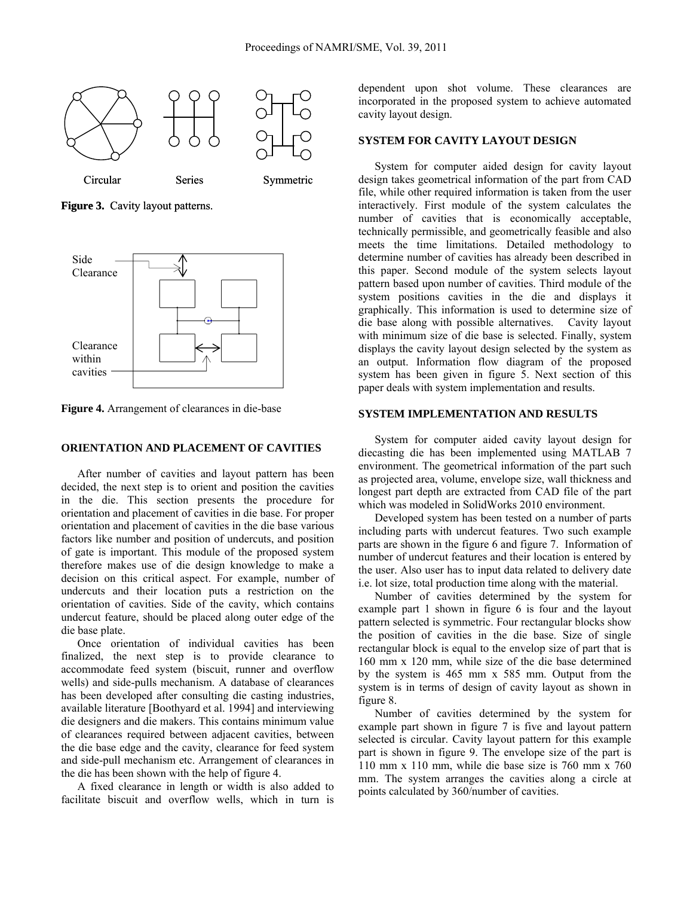Circular Series Symmetric

**Figure 3.** Cavity layout patterns.

Side Clearance

Clearance within cavities

**Figure 4.** Arrangement of clearances in die-base

## ORIENTATION AND PLACEMENT OF CAVITIES

After number of cavities and layout pattern has been decided, the next step is to orient and position the cavities in the die. This section presents the procedure for orientation and placement of cavities in die base. For proper orientation and placement of cavities in the die base various factors like number and position of undercuts, and position of gate is important. This module of the proposed system therefore makes use of die design knowledge to make a decision on this critical aspect. For example, number of undercuts and their location puts a restriction on the orientation of cavities. Side of the cavity, which contains undercut feature, should be placed along outer edge of the die base plate.

Once orientation of individual cavities has been finalized, the next step is to provide clearance to accommodate feed system (biscuit, runner and overflow wells) and side-pulls mechanism. A database of clearances has been developed after consulting die casting industries, available literature [Boothyard et al. 1994] and interviewing die designers and die makers. This contains minimum value of clearances required between adjacent cavities, between the die base edge and the cavity, clearance for feed system and side-pull mechanism etc. Arrangement of clearances in the die has been shown with the help of figure 4.

A fixed clearance in length or width is also added to facilitate biscuit and overflow wells, which in turn is dependent upon shot volume. These clearances are incorporated in the proposed system to achieve automated cavity layout design.

## SYSTEM FOR CAVITY LAYOUT DESIGN

System for computer aided design for cavity layout design takes geometrical information of the part from CAD file, while other required information is taken from the user interactively. First module of the system calculates the number of cavities that is economically acceptable, technically permissible, and geometrically feasible and also meets the time limitations. Detailed methodology to determine number of cavities has already been described in this paper. Second module of the system selects layout pattern based upon number of cavities. Third module of the system positions cavities in the die and displays it graphically. This information is used to determine size of die base along with possible alternatives. Cavity layout with minimum size of die base is selected. Finally, system displays the cavity layout design selected by the system as an output. Information flow diagram of the proposed system has been given in figure 5. Next section of this paper deals with system implementation and results.

## SYSTEM IMPLEMENTATION AND RESULTS

System for computer aided cavity layout design for diecasting die has been implemented using MATLAB 7 environment. The geometrical information of the part such as projected area, volume, envelope size, wall thickness and longest part depth are extracted from CAD file of the part which was modeled in SolidWorks 2010 environment.

Developed system has been tested on a number of parts including parts with undercut features. Two such example parts are shown in the figure 6 and figure 7. Information of number of undercut features and their location is entered by the user. Also user has to input data related to delivery date i.e. lot size, total production time along with the material.

Number of cavities determined by the system for example part 1 shown in figure 6 is four and the layout pattern selected is symmetric. Four rectangular blocks show the position of cavities in the die base. Size of single rectangular block is equal to the envelop size of part that is 160 mm x 120 mm, while size of the die base determined by the system is 465 mm x 585 mm. Output from the system is in terms of design of cavity layout as shown in figure 8.

Number of cavities determined by the system for example part shown in figure 7 is five and layout pattern selected is circular. Cavity layout pattern for this example part is shown in figure 9. The envelope size of the part is 110 mm x 110 mm, while die base size is 760 mm x 760 mm. The system arranges the cavities along a circle at points calculated by 360/number of cavities.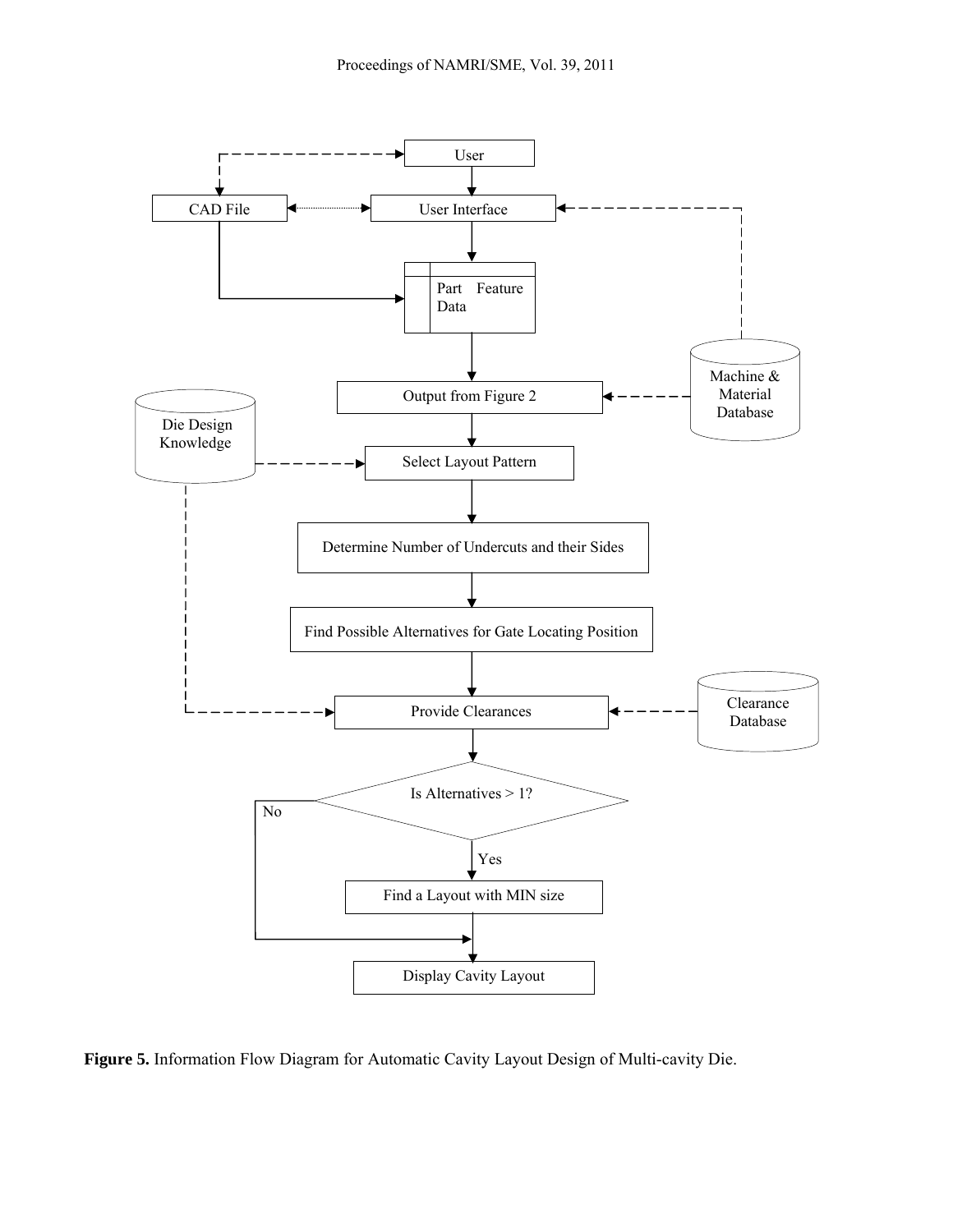**Figure 5.** Information Flow Diagram for Automatic Cavity Layout Design of Multi-cavity Die.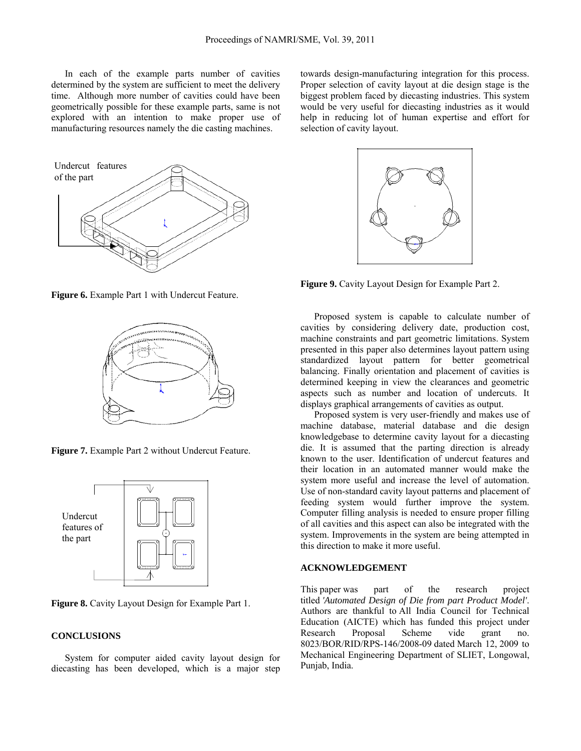In each of the example parts number of cavities determined by the system are sufficient to meet the delivery time. Although more number of cavities could have been geometrically possible for these example parts, same is not explored with an intention to make proper use of manufacturing resources namely the die casting machines.

Undercut features of the part

**Figure 6.** Example Part 1 with Undercut Feature.

**Figure 7.** Example Part 2 without Undercut Feature.

Undercut features of the part

**Figure 8.** Cavity Layout Design for Example Part 1.

## CONCLUSIONS

System for computer aided cavity layout design for diecasting has been developed, which is a major step towards design-manufacturing integration for this process. Proper selection of cavity layout at die design stage is the biggest problem faced by diecasting industries. This system would be very useful for diecasting industries as it would help in reducing lot of human expertise and effort for selection of cavity layout.

**Figure 9.** Cavity Layout Design for Example Part 2.

Proposed system is capable to calculate number of cavities by considering delivery date, production cost, machine constraints and part geometric limitations. System presented in this paper also determines layout pattern using standardized layout pattern for better geometrical balancing. Finally orientation and placement of cavities is determined keeping in view the clearances and geometric aspects such as number and location of undercuts. It displays graphical arrangements of cavities as output.

Proposed system is very user-friendly and makes use of machine database, material database and die design knowledgebase to determine cavity layout for a diecasting die. It is assumed that the parting direction is already known to the user. Identification of undercut features and their location in an automated manner would make the system more useful and increase the level of automation. Use of non-standard cavity layout patterns and placement of feeding system would further improve the system. Computer filling analysis is needed to ensure proper filling of all cavities and this aspect can also be integrated with the system. Improvements in the system are being attempted in this direction to make it more useful.

## ACKNOWLEDGEMENT

This paper was part of the research project titled *'Automated Design of Die from part Product Model'*. Authors are thankful to All India Council for Technical Education (AICTE) which has funded this project under Research Proposal Scheme vide grant no. 8023/BOR/RID/RPS-146/2008-09 dated March 12, 2009 to Mechanical Engineering Department of SLIET, Longowal, Punjab, India.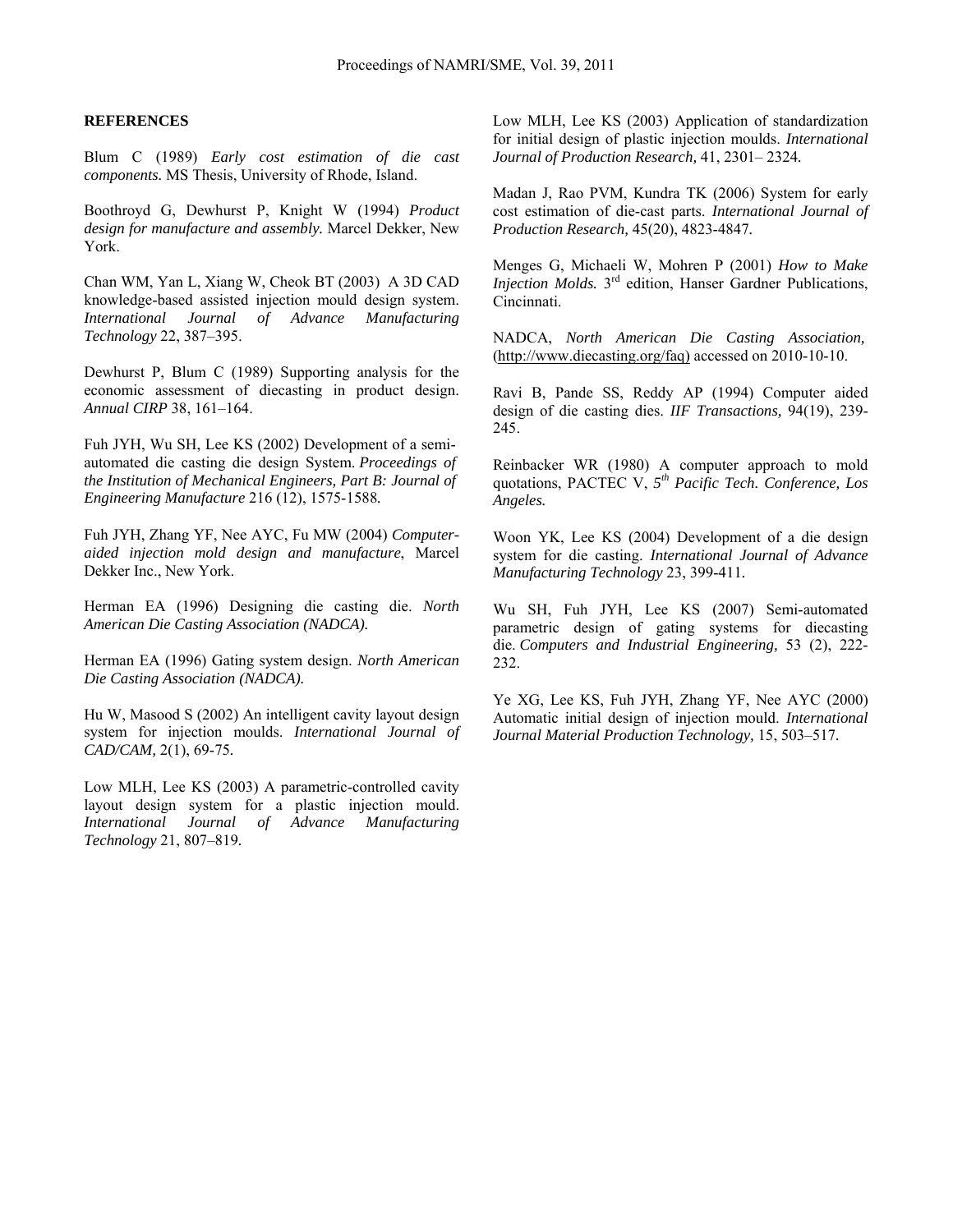## REFERENCES

Blum C (1989) *Early cost estimation of die cast components.* MS Thesis, University of Rhode, Island.

Boothroyd G, Dewhurst P, Knight W (1994) *Product design for manufacture and assembly.* Marcel Dekker, New York.

Chan WM, Yan L, Xiang W, Cheok BT (2003) A 3D CAD knowledge-based assisted injection mould design system. *International Journal of Advance Manufacturing Technology* 22, 387–395.

Dewhurst P, Blum C (1989) Supporting analysis for the economic assessment of diecasting in product design. *Annual CIRP* 38, 161–164.

Fuh JYH, Wu SH, Lee KS (2002) Development of a semi-automated die casting die design System. *Proceedings of the Institution of Mechanical Engineers, Part B: Journal of Engineering Manufacture* 216 (12), 1575-1588.

Fuh JYH, Zhang YF, Nee AYC, Fu MW (2004) *Computer-aided injection mold design and manufacture*, Marcel Dekker Inc., New York.

Herman EA (1996) Designing die casting die. *North American Die Casting Association (NADCA).*

Herman EA (1996) Gating system design. *North American Die Casting Association (NADCA).*

Hu W, Masood S (2002) An intelligent cavity layout design system for injection moulds. *International Journal of CAD/CAM,* 2(1), 69-75.

Low MLH, Lee KS (2003) A parametric-controlled cavity layout design system for a plastic injection mould. *International Journal of Advance Manufacturing Technology* 21, 807–819.

Low MLH, Lee KS (2003) Application of standardization for initial design of plastic injection moulds. *International Journal of Production Research,* 41, 2301– 2324.

Madan J, Rao PVM, Kundra TK (2006) System for early cost estimation of die-cast parts. *International Journal of Production Research,* 45(20), 4823-4847.

Menges G, Michaeli W, Mohren P (2001) *How to Make Injection Molds.* 3rd edition, Hanser Gardner Publications, Cincinnati.

NADCA, *North American Die Casting Association,* (http://www.diecasting.org/faq) accessed on 2010-10-10.

Ravi B, Pande SS, Reddy AP (1994) Computer aided design of die casting dies. *IIF Transactions,* 94(19), 239-245.

Reinbacker WR (1980) A computer approach to mold quotations, PACTEC V, *5th Pacific Tech. Conference, Los Angeles.*

Woon YK, Lee KS (2004) Development of a die design system for die casting. *International Journal of Advance Manufacturing Technology* 23, 399-411.

Wu SH, Fuh JYH, Lee KS (2007) Semi-automated parametric design of gating systems for diecasting die. *Computers and Industrial Engineering,* 53 (2), 222-232.

Ye XG, Lee KS, Fuh JYH, Zhang YF, Nee AYC (2000) Automatic initial design of injection mould. *International Journal Material Production Technology,* 15, 503–517.